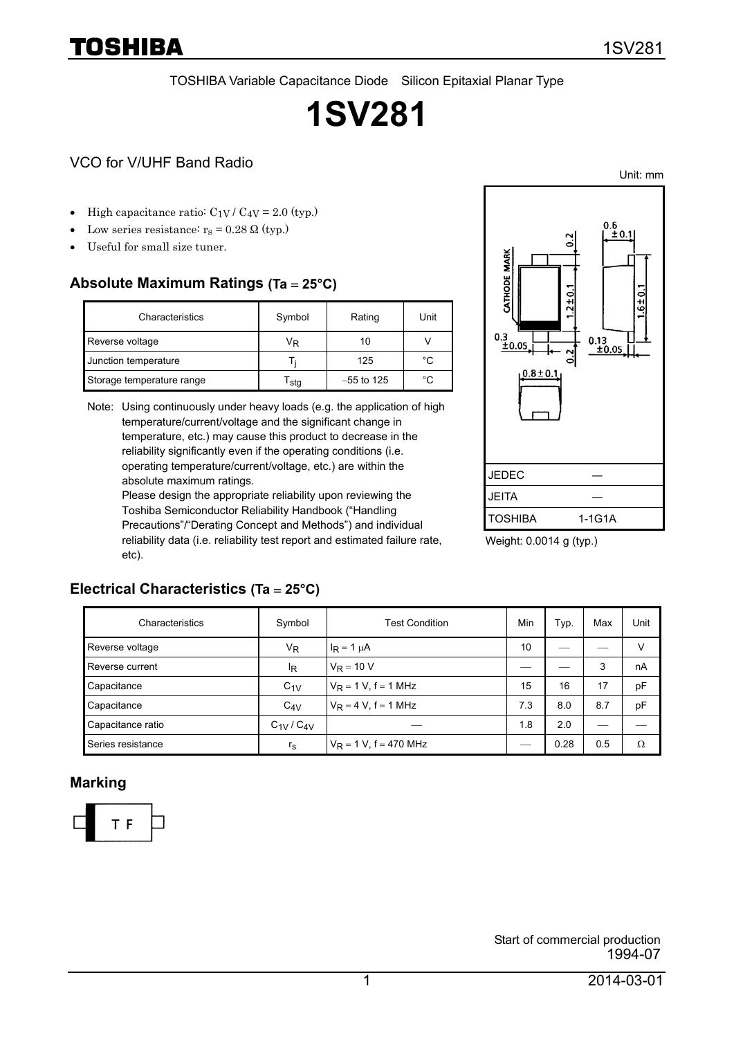TOSHIBA Variable Capacitance Diode Silicon Epitaxial Planar Type

# 1SV281

## VCO for V/UHF Band Radio

Unit: mm

- High capacitance ratio: $C_{1V} / C_{4V} = 2.0$ (typ.)
- Low series resistance: $r_s = 0.28\ \Omega$ (typ.)
- Useful for small size tuner.

| JEDEC | ― |
|---|---|
| JEITA | ― |
| TOSHIBA | 1-1G1A |

Weight: 0.0014 g (typ.)

### Absolute Maximum Ratings (Ta = 25°C)

| Characteristics | Symbol | Rating | Unit |
|---|---|---|---|
| Reverse voltage | $V_R$ | 10 | V |
| Junction temperature | $T_j$ | 125 | °C |
| Storage temperature range | $T_{stg}$ | −55 to 125 | °C |

Note: Using continuously under heavy loads (e.g. the application of high temperature/current/voltage and the significant change in temperature, etc.) may cause this product to decrease in the reliability significantly even if the operating conditions (i.e. operating temperature/current/voltage, etc.) are within the absolute maximum ratings.
Please design the appropriate reliability upon reviewing the Toshiba Semiconductor Reliability Handbook ("Handling Precautions"/"Derating Concept and Methods") and individual reliability data (i.e. reliability test report and estimated failure rate, etc).

### Electrical Characteristics (Ta = 25°C)

| Characteristics | Symbol | Test Condition | Min | Typ. | Max | Unit |
|---|---|---|---|---|---|---|
| Reverse voltage | $V_R$ | $I_R = 1\ \mu A$ | 10 | ― | ― | V |
| Reverse current | $I_R$ | $V_R = 10$ V | ― | ― | 3 | nA |
| Capacitance | $C_{1V}$ | $V_R = 1$ V, f = 1 MHz | 15 | 16 | 17 | pF |
| Capacitance | $C_{4V}$ | $V_R = 4$ V, f = 1 MHz | 7.3 | 8.0 | 8.7 | pF |
| Capacitance ratio | $C_{1V} / C_{4V}$ | ― | 1.8 | 2.0 | ― | ― |
| Series resistance | $r_s$ | $V_R = 1$ V, f = 470 MHz | ― | 0.28 | 0.5 | Ω |

### Marking

T F

Start of commercial production
1994-07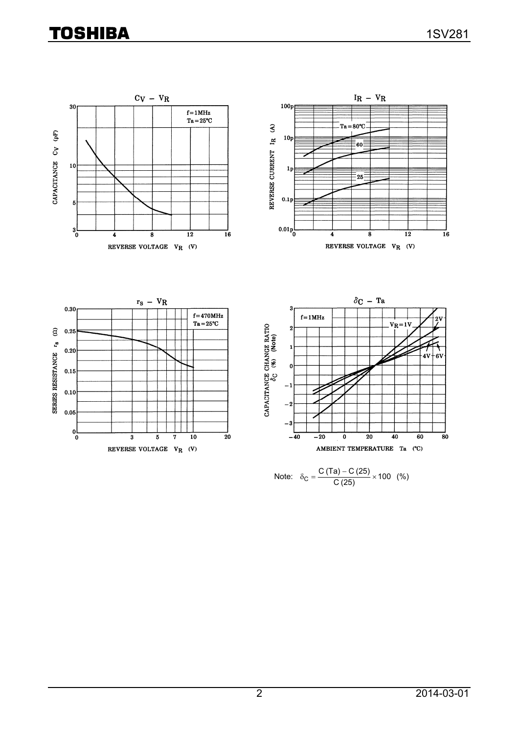$C_V - V_R$

f = 1MHz
Ta = 25°C

CAPACITANCE $C_V$ (pF)

REVERSE VOLTAGE $V_R$ (V)

$I_R - V_R$

Ta = 80°C
60
25

REVERSE CURRENT $I_R$ (A)

REVERSE VOLTAGE $V_R$ (V)

$r_s - V_R$

f = 470MHz
Ta = 25°C

SERIES RESISTANCE $r_s$ (Ω)

REVERSE VOLTAGE $V_R$ (V)

$\delta_C - Ta$

f = 1MHz

$V_R$ = 1V
2V
4V
6V

CAPACITANCE CHANGE RATIO $\delta_C$ (%) (Note)

AMBIENT TEMPERATURE Ta (°C)

Note: $\delta_C = \frac{C\,(Ta) - C\,(25)}{C\,(25)} \times 100 \quad (\%)$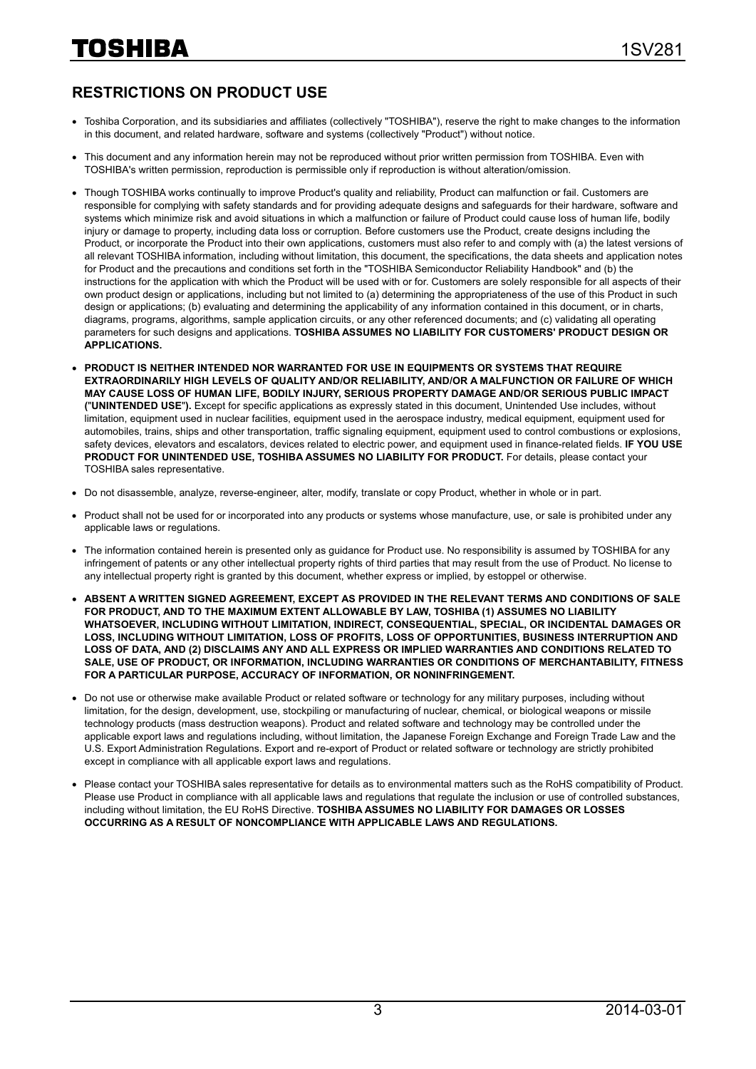## RESTRICTIONS ON PRODUCT USE

- Toshiba Corporation, and its subsidiaries and affiliates (collectively "TOSHIBA"), reserve the right to make changes to the information in this document, and related hardware, software and systems (collectively "Product") without notice.

- This document and any information herein may not be reproduced without prior written permission from TOSHIBA. Even with TOSHIBA's written permission, reproduction is permissible only if reproduction is without alteration/omission.

- Though TOSHIBA works continually to improve Product's quality and reliability, Product can malfunction or fail. Customers are responsible for complying with safety standards and for providing adequate designs and safeguards for their hardware, software and systems which minimize risk and avoid situations in which a malfunction or failure of Product could cause loss of human life, bodily injury or damage to property, including data loss or corruption. Before customers use the Product, create designs including the Product, or incorporate the Product into their own applications, customers must also refer to and comply with (a) the latest versions of all relevant TOSHIBA information, including without limitation, this document, the specifications, the data sheets and application notes for Product and the precautions and conditions set forth in the "TOSHIBA Semiconductor Reliability Handbook" and (b) the instructions for the application with which the Product will be used with or for. Customers are solely responsible for all aspects of their own product design or applications, including but not limited to (a) determining the appropriateness of the use of this Product in such design or applications; (b) evaluating and determining the applicability of any information contained in this document, or in charts, diagrams, programs, algorithms, sample application circuits, or any other referenced documents; and (c) validating all operating parameters for such designs and applications. **TOSHIBA ASSUMES NO LIABILITY FOR CUSTOMERS' PRODUCT DESIGN OR APPLICATIONS.**

- **PRODUCT IS NEITHER INTENDED NOR WARRANTED FOR USE IN EQUIPMENTS OR SYSTEMS THAT REQUIRE EXTRAORDINARILY HIGH LEVELS OF QUALITY AND/OR RELIABILITY, AND/OR A MALFUNCTION OR FAILURE OF WHICH MAY CAUSE LOSS OF HUMAN LIFE, BODILY INJURY, SERIOUS PROPERTY DAMAGE AND/OR SERIOUS PUBLIC IMPACT ("UNINTENDED USE").** Except for specific applications as expressly stated in this document, Unintended Use includes, without limitation, equipment used in nuclear facilities, equipment used in the aerospace industry, medical equipment, equipment used for automobiles, trains, ships and other transportation, traffic signaling equipment, equipment used to control combustions or explosions, safety devices, elevators and escalators, devices related to electric power, and equipment used in finance-related fields. **IF YOU USE PRODUCT FOR UNINTENDED USE, TOSHIBA ASSUMES NO LIABILITY FOR PRODUCT.** For details, please contact your TOSHIBA sales representative.

- Do not disassemble, analyze, reverse-engineer, alter, modify, translate or copy Product, whether in whole or in part.

- Product shall not be used for or incorporated into any products or systems whose manufacture, use, or sale is prohibited under any applicable laws or regulations.

- The information contained herein is presented only as guidance for Product use. No responsibility is assumed by TOSHIBA for any infringement of patents or any other intellectual property rights of third parties that may result from the use of Product. No license to any intellectual property right is granted by this document, whether express or implied, by estoppel or otherwise.

- **ABSENT A WRITTEN SIGNED AGREEMENT, EXCEPT AS PROVIDED IN THE RELEVANT TERMS AND CONDITIONS OF SALE FOR PRODUCT, AND TO THE MAXIMUM EXTENT ALLOWABLE BY LAW, TOSHIBA (1) ASSUMES NO LIABILITY WHATSOEVER, INCLUDING WITHOUT LIMITATION, INDIRECT, CONSEQUENTIAL, SPECIAL, OR INCIDENTAL DAMAGES OR LOSS, INCLUDING WITHOUT LIMITATION, LOSS OF PROFITS, LOSS OF OPPORTUNITIES, BUSINESS INTERRUPTION AND LOSS OF DATA, AND (2) DISCLAIMS ANY AND ALL EXPRESS OR IMPLIED WARRANTIES AND CONDITIONS RELATED TO SALE, USE OF PRODUCT, OR INFORMATION, INCLUDING WARRANTIES OR CONDITIONS OF MERCHANTABILITY, FITNESS FOR A PARTICULAR PURPOSE, ACCURACY OF INFORMATION, OR NONINFRINGEMENT.**

- Do not use or otherwise make available Product or related software or technology for any military purposes, including without limitation, for the design, development, use, stockpiling or manufacturing of nuclear, chemical, or biological weapons or missile technology products (mass destruction weapons). Product and related software and technology may be controlled under the applicable export laws and regulations including, without limitation, the Japanese Foreign Exchange and Foreign Trade Law and the U.S. Export Administration Regulations. Export and re-export of Product or related software or technology are strictly prohibited except in compliance with all applicable export laws and regulations.

- Please contact your TOSHIBA sales representative for details as to environmental matters such as the RoHS compatibility of Product. Please use Product in compliance with all applicable laws and regulations that regulate the inclusion or use of controlled substances, including without limitation, the EU RoHS Directive. **TOSHIBA ASSUMES NO LIABILITY FOR DAMAGES OR LOSSES OCCURRING AS A RESULT OF NONCOMPLIANCE WITH APPLICABLE LAWS AND REGULATIONS.**